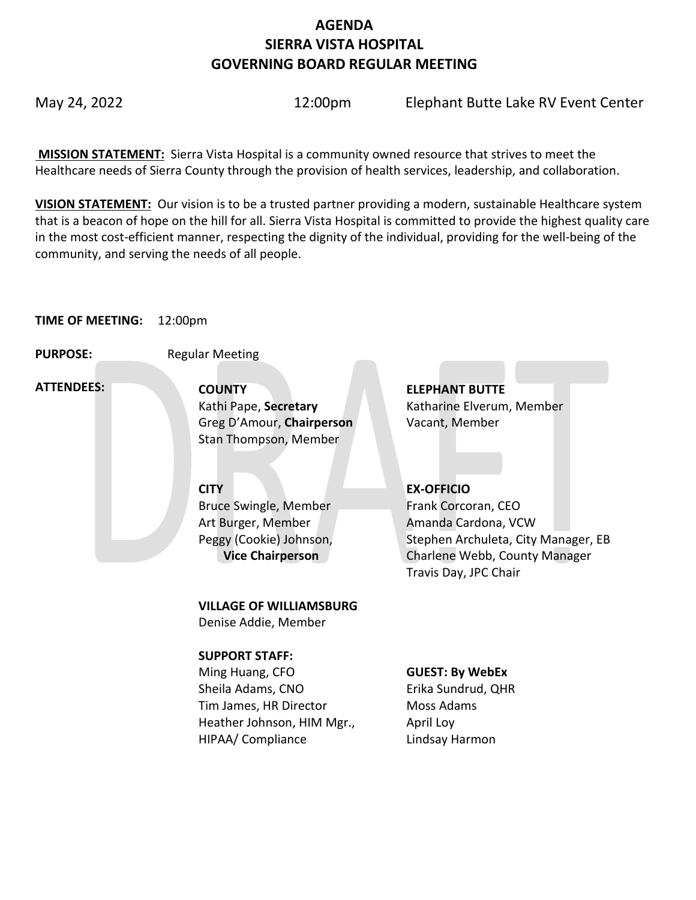# AGENDA
# SIERRA VISTA HOSPITAL
# GOVERNING BOARD REGULAR MEETING

May 24, 2022 12:00pm Elephant Butte Lake RV Event Center

**MISSION STATEMENT:** Sierra Vista Hospital is a community owned resource that strives to meet the Healthcare needs of Sierra County through the provision of health services, leadership, and collaboration.

**VISION STATEMENT:** Our vision is to be a trusted partner providing a modern, sustainable Healthcare system that is a beacon of hope on the hill for all. Sierra Vista Hospital is committed to provide the highest quality care in the most cost-efficient manner, respecting the dignity of the individual, providing for the well-being of the community, and serving the needs of all people.

**TIME OF MEETING:** 12:00pm

**PURPOSE:** Regular Meeting

**ATTENDEES:**

**COUNTY**
Kathi Pape, **Secretary**
Greg D'Amour, **Chairperson**
Stan Thompson, Member

**ELEPHANT BUTTE**
Katharine Elverum, Member
Vacant, Member

**CITY**
Bruce Swingle, Member
Art Burger, Member
Peggy (Cookie) Johnson, **Vice Chairperson**

**EX-OFFICIO**
Frank Corcoran, CEO
Amanda Cardona, VCW
Stephen Archuleta, City Manager, EB
Charlene Webb, County Manager
Travis Day, JPC Chair

**VILLAGE OF WILLIAMSBURG**
Denise Addie, Member

**SUPPORT STAFF:**
Ming Huang, CFO
Sheila Adams, CNO
Tim James, HR Director
Heather Johnson, HIM Mgr., HIPAA/ Compliance

**GUEST: By WebEx**
Erika Sundrud, QHR
Moss Adams
April Loy
Lindsay Harmon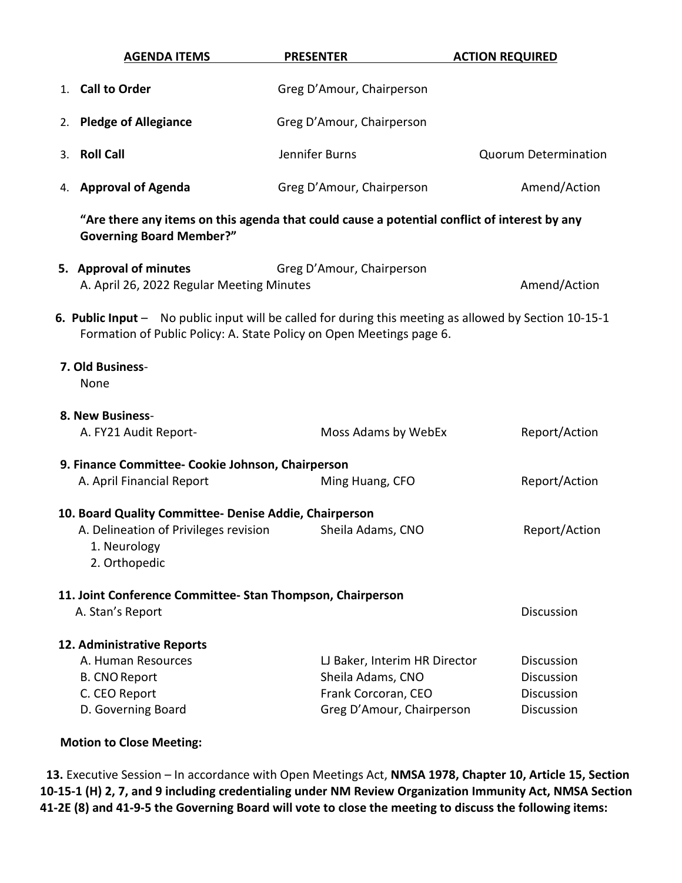| AGENDA ITEMS | PRESENTER | ACTION REQUIRED |
|---|---|---|
| 1. **Call to Order** | Greg D'Amour, Chairperson | |
| 2. **Pledge of Allegiance** | Greg D'Amour, Chairperson | |
| 3. **Roll Call** | Jennifer Burns | Quorum Determination |
| 4. **Approval of Agenda** | Greg D'Amour, Chairperson | Amend/Action |

**"Are there any items on this agenda that could cause a potential conflict of interest by any Governing Board Member?"**

| | | |
|---|---|---|
| **5. Approval of minutes** | Greg D'Amour, Chairperson | |
| A. April 26, 2022 Regular Meeting Minutes | | Amend/Action |

**6. Public Input** – No public input will be called for during this meeting as allowed by Section 10-15-1 Formation of Public Policy: A. State Policy on Open Meetings page 6.

**7. Old Business**-
None

| | | |
|---|---|---|
| **8. New Business**- | | |
| A. FY21 Audit Report- | Moss Adams by WebEx | Report/Action |
| **9. Finance Committee- Cookie Johnson, Chairperson** | | |
| A. April Financial Report | Ming Huang, CFO | Report/Action |
| **10. Board Quality Committee- Denise Addie, Chairperson** | | |
| A. Delineation of Privileges revision<br>1. Neurology<br>2. Orthopedic | Sheila Adams, CNO | Report/Action |
| **11. Joint Conference Committee- Stan Thompson, Chairperson** | | |
| A. Stan's Report | | Discussion |
| **12. Administrative Reports** | | |
| A. Human Resources | LJ Baker, Interim HR Director | Discussion |
| B. CNO Report | Sheila Adams, CNO | Discussion |
| C. CEO Report | Frank Corcoran, CEO | Discussion |
| D. Governing Board | Greg D'Amour, Chairperson | Discussion |

**Motion to Close Meeting:**

**13.** Executive Session – In accordance with Open Meetings Act, **NMSA 1978, Chapter 10, Article 15, Section 10-15-1 (H) 2, 7, and 9 including credentialing under NM Review Organization Immunity Act, NMSA Section 41-2E (8) and 41-9-5 the Governing Board will vote to close the meeting to discuss the following items:**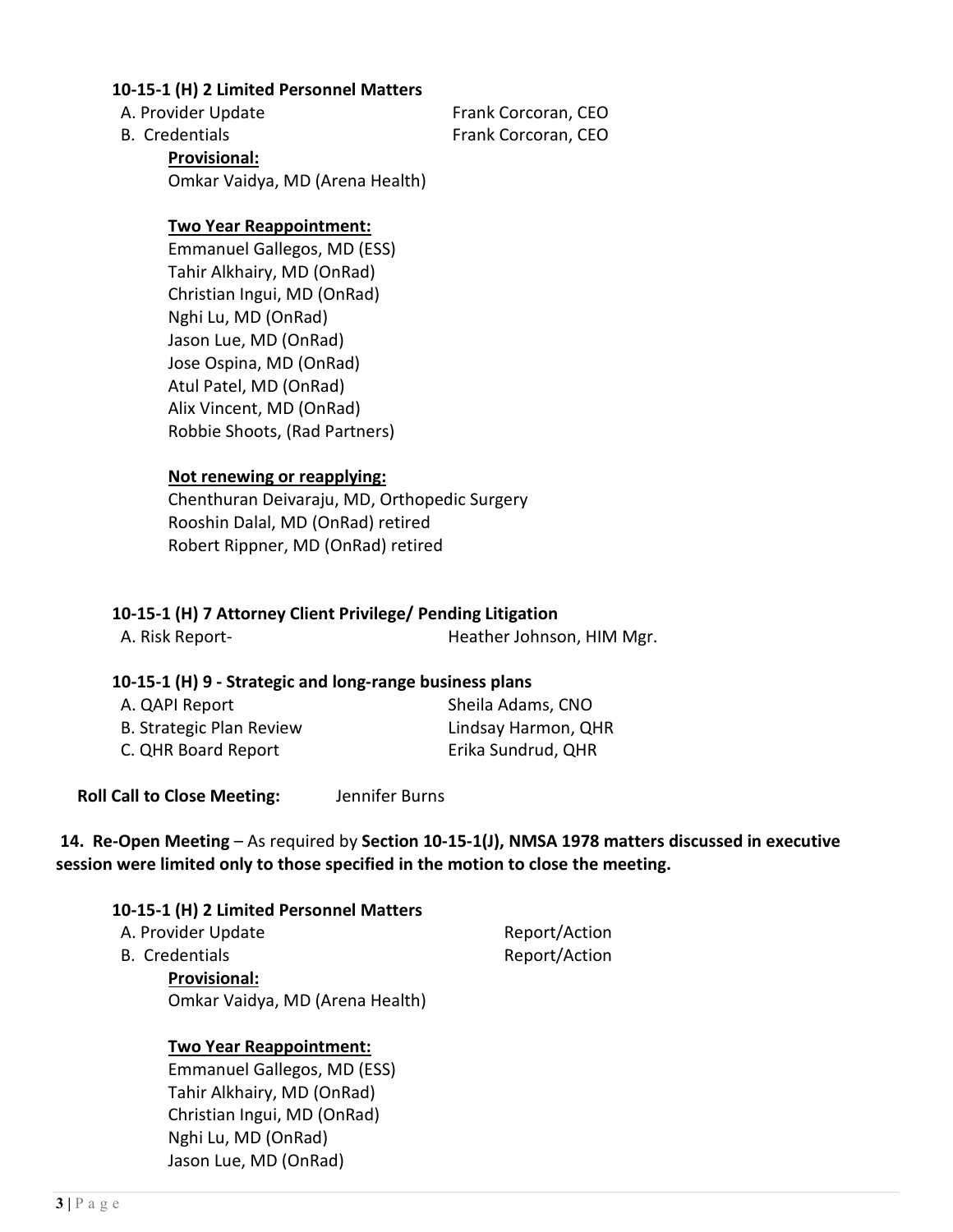**10-15-1 (H) 2 Limited Personnel Matters**

A. Provider Update — Frank Corcoran, CEO

B. Credentials — Frank Corcoran, CEO

**Provisional:**

Omkar Vaidya, MD (Arena Health)

**Two Year Reappointment:**

Emmanuel Gallegos, MD (ESS)
Tahir Alkhairy, MD (OnRad)
Christian Ingui, MD (OnRad)
Nghi Lu, MD (OnRad)
Jason Lue, MD (OnRad)
Jose Ospina, MD (OnRad)
Atul Patel, MD (OnRad)
Alix Vincent, MD (OnRad)
Robbie Shoots, (Rad Partners)

**Not renewing or reapplying:**

Chenthuran Deivaraju, MD, Orthopedic Surgery
Rooshin Dalal, MD (OnRad) retired
Robert Rippner, MD (OnRad) retired

**10-15-1 (H) 7 Attorney Client Privilege/ Pending Litigation**

A. Risk Report- — Heather Johnson, HIM Mgr.

**10-15-1 (H) 9 - Strategic and long-range business plans**

A. QAPI Report — Sheila Adams, CNO

B. Strategic Plan Review — Lindsay Harmon, QHR

C. QHR Board Report — Erika Sundrud, QHR

**Roll Call to Close Meeting:** Jennifer Burns

**14. Re-Open Meeting** – As required by **Section 10-15-1(J), NMSA 1978 matters discussed in executive session were limited only to those specified in the motion to close the meeting.**

**10-15-1 (H) 2 Limited Personnel Matters**

A. Provider Update — Report/Action

B. Credentials — Report/Action

**Provisional:**

Omkar Vaidya, MD (Arena Health)

**Two Year Reappointment:**

Emmanuel Gallegos, MD (ESS)
Tahir Alkhairy, MD (OnRad)
Christian Ingui, MD (OnRad)
Nghi Lu, MD (OnRad)
Jason Lue, MD (OnRad)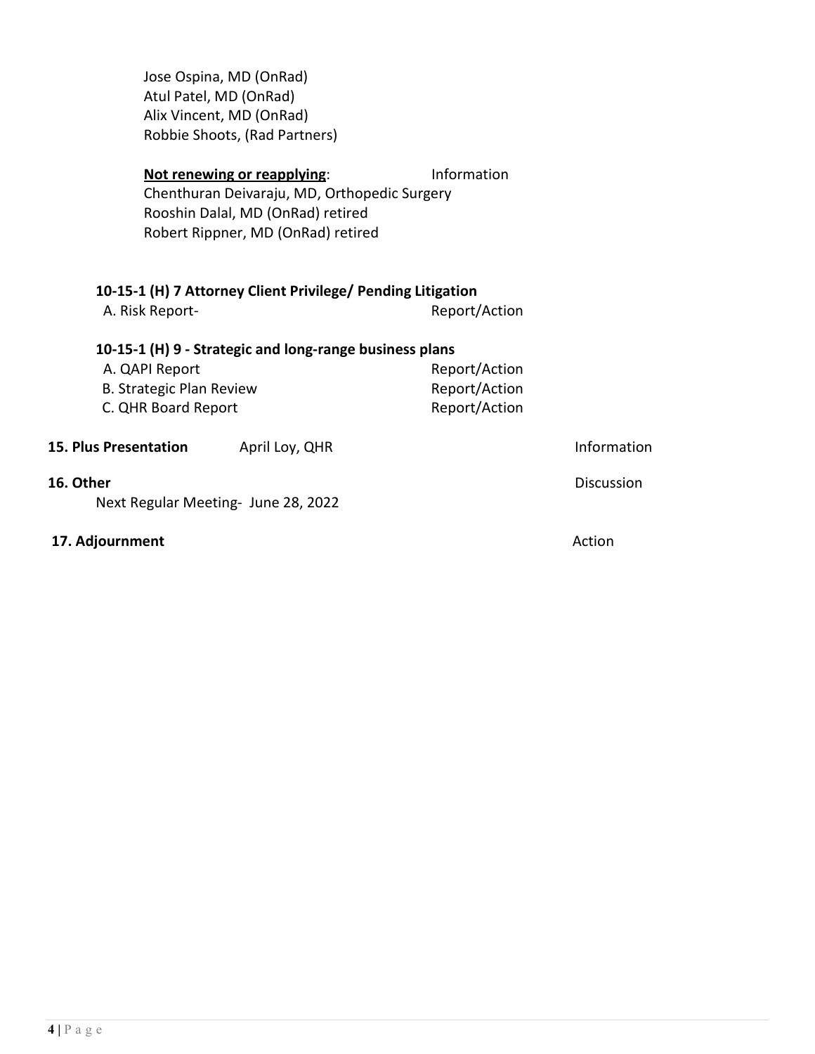Jose Ospina, MD (OnRad)
Atul Patel, MD (OnRad)
Alix Vincent, MD (OnRad)
Robbie Shoots, (Rad Partners)

**Not renewing or reapplying**: Information
Chenthuran Deivaraju, MD, Orthopedic Surgery
Rooshin Dalal, MD (OnRad) retired
Robert Rippner, MD (OnRad) retired

**10-15-1 (H) 7 Attorney Client Privilege/ Pending Litigation**

A. Risk Report- Report/Action

**10-15-1 (H) 9 - Strategic and long-range business plans**

A. QAPI Report Report/Action
B. Strategic Plan Review Report/Action
C. QHR Board Report Report/Action

**15. Plus Presentation** April Loy, QHR Information

**16. Other** Discussion

Next Regular Meeting- June 28, 2022

**17. Adjournment** Action